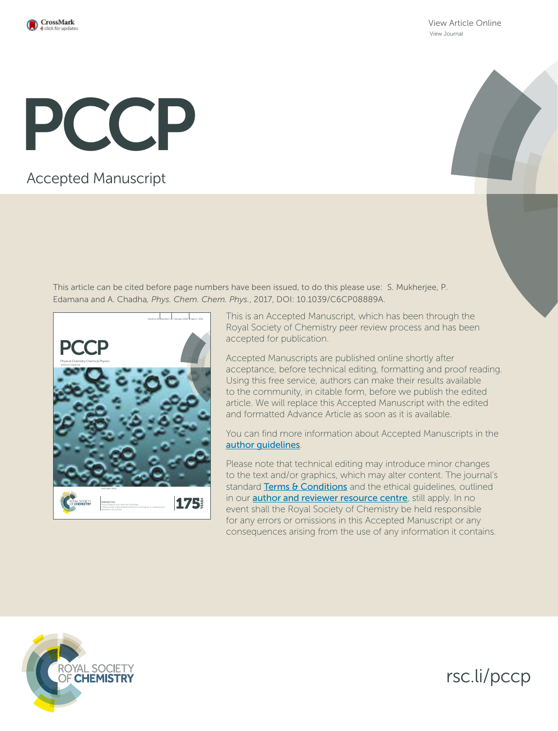# PCCP

Accepted Manuscript

This article can be cited before page numbers have been issued, to do this please use: S. Mukherjee, P. Edamana and A. Chadha, *Phys. Chem. Chem. Phys.*, 2017, DOI: 10.1039/C6CP08889A.

This is an Accepted Manuscript, which has been through the Royal Society of Chemistry peer review process and has been accepted for publication.

Accepted Manuscripts are published online shortly after acceptance, before technical editing, formatting and proof reading. Using this free service, authors can make their results available to the community, in citable form, before we publish the edited article. We will replace this Accepted Manuscript with the edited and formatted Advance Article as soon as it is available.

You can find more information about Accepted Manuscripts in the author guidelines.

Please note that technical editing may introduce minor changes to the text and/or graphics, which may alter content. The journal's standard Terms & Conditions and the ethical guidelines, outlined in our author and reviewer resource centre, still apply. In no event shall the Royal Society of Chemistry be held responsible for any errors or omissions in this Accepted Manuscript or any consequences arising from the use of any information it contains.

rsc.li/pccp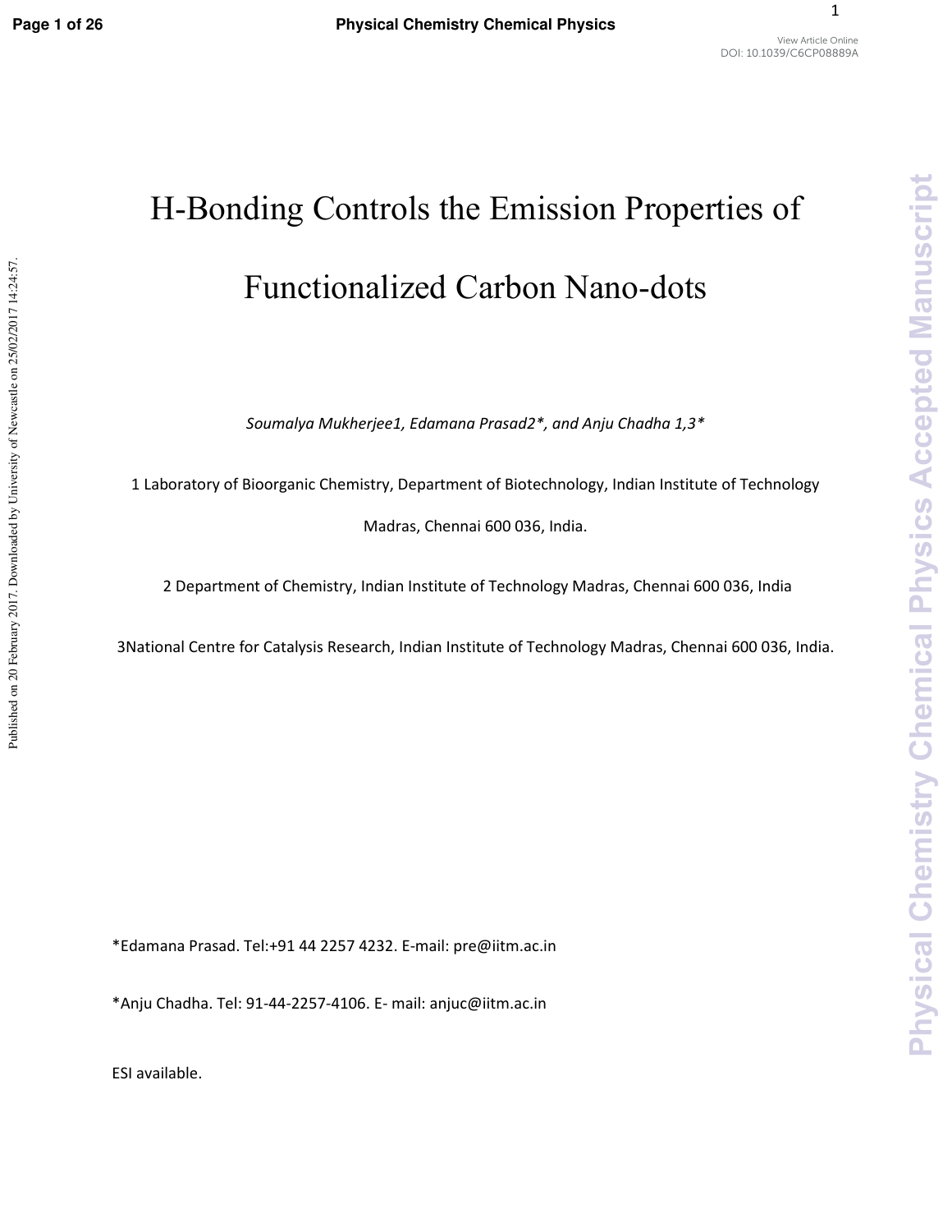# H-Bonding Controls the Emission Properties of Functionalized Carbon Nano-dots

*Soumalya Mukherjee1, Edamana Prasad2\*, and Anju Chadha 1,3\**

1 Laboratory of Bioorganic Chemistry, Department of Biotechnology, Indian Institute of Technology Madras, Chennai 600 036, India.

2 Department of Chemistry, Indian Institute of Technology Madras, Chennai 600 036, India

3National Centre for Catalysis Research, Indian Institute of Technology Madras, Chennai 600 036, India.

\*Edamana Prasad. Tel:+91 44 2257 4232. E-mail: pre@iitm.ac.in

\*Anju Chadha. Tel: 91-44-2257-4106. E- mail: anjuc@iitm.ac.in

ESI available.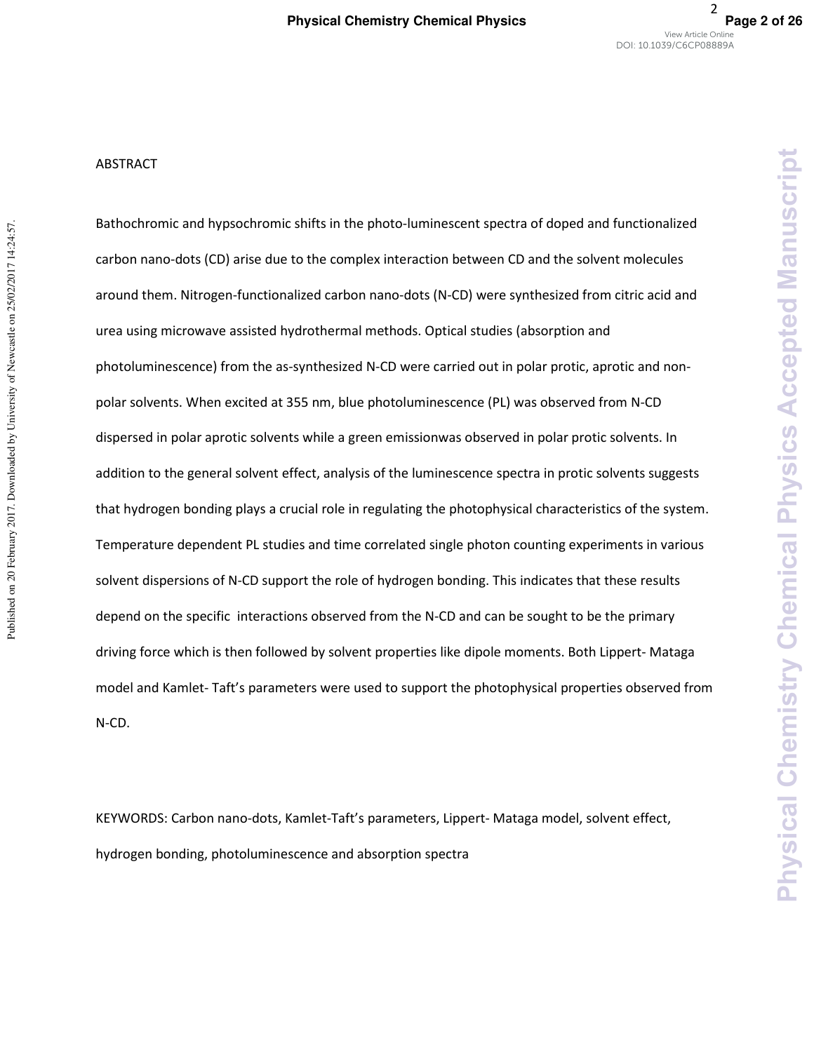ABSTRACT

Bathochromic and hypsochromic shifts in the photo-luminescent spectra of doped and functionalized carbon nano-dots (CD) arise due to the complex interaction between CD and the solvent molecules around them. Nitrogen-functionalized carbon nano-dots (N-CD) were synthesized from citric acid and urea using microwave assisted hydrothermal methods. Optical studies (absorption and photoluminescence) from the as-synthesized N-CD were carried out in polar protic, aprotic and non-polar solvents. When excited at 355 nm, blue photoluminescence (PL) was observed from N-CD dispersed in polar aprotic solvents while a green emissionwas observed in polar protic solvents. In addition to the general solvent effect, analysis of the luminescence spectra in protic solvents suggests that hydrogen bonding plays a crucial role in regulating the photophysical characteristics of the system. Temperature dependent PL studies and time correlated single photon counting experiments in various solvent dispersions of N-CD support the role of hydrogen bonding. This indicates that these results depend on the specific interactions observed from the N-CD and can be sought to be the primary driving force which is then followed by solvent properties like dipole moments. Both Lippert- Mataga model and Kamlet- Taft's parameters were used to support the photophysical properties observed from N-CD.

KEYWORDS: Carbon nano-dots, Kamlet-Taft's parameters, Lippert- Mataga model, solvent effect, hydrogen bonding, photoluminescence and absorption spectra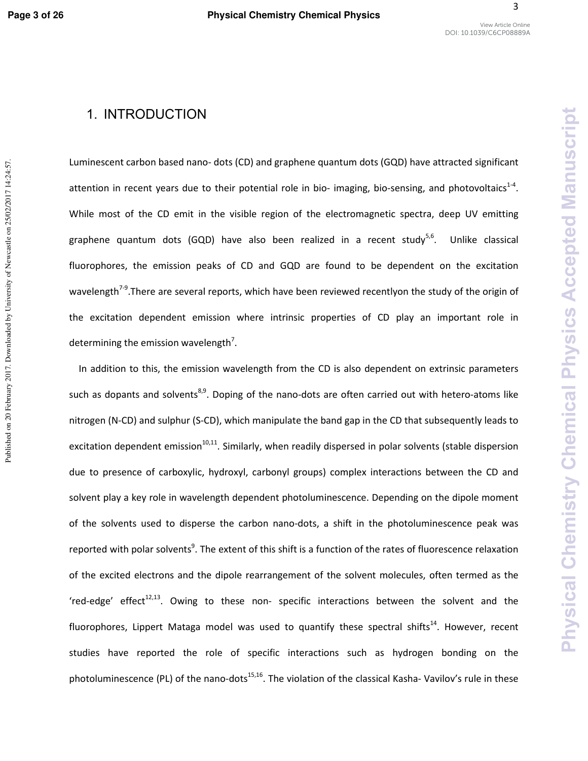# 1. INTRODUCTION

Luminescent carbon based nano- dots (CD) and graphene quantum dots (GQD) have attracted significant attention in recent years due to their potential role in bio- imaging, bio-sensing, and photovoltaics[1-4]. While most of the CD emit in the visible region of the electromagnetic spectra, deep UV emitting graphene quantum dots (GQD) have also been realized in a recent study[5,6]. Unlike classical fluorophores, the emission peaks of CD and GQD are found to be dependent on the excitation wavelength[7-9].There are several reports, which have been reviewed recentlyon the study of the origin of the excitation dependent emission where intrinsic properties of CD play an important role in determining the emission wavelength[7].

In addition to this, the emission wavelength from the CD is also dependent on extrinsic parameters such as dopants and solvents[8,9]. Doping of the nano-dots are often carried out with hetero-atoms like nitrogen (N-CD) and sulphur (S-CD), which manipulate the band gap in the CD that subsequently leads to excitation dependent emission[10,11]. Similarly, when readily dispersed in polar solvents (stable dispersion due to presence of carboxylic, hydroxyl, carbonyl groups) complex interactions between the CD and solvent play a key role in wavelength dependent photoluminescence. Depending on the dipole moment of the solvents used to disperse the carbon nano-dots, a shift in the photoluminescence peak was reported with polar solvents[9]. The extent of this shift is a function of the rates of fluorescence relaxation of the excited electrons and the dipole rearrangement of the solvent molecules, often termed as the 'red-edge' effect[12,13]. Owing to these non- specific interactions between the solvent and the fluorophores, Lippert Mataga model was used to quantify these spectral shifts[14]. However, recent studies have reported the role of specific interactions such as hydrogen bonding on the photoluminescence (PL) of the nano-dots[15,16]. The violation of the classical Kasha- Vavilov's rule in these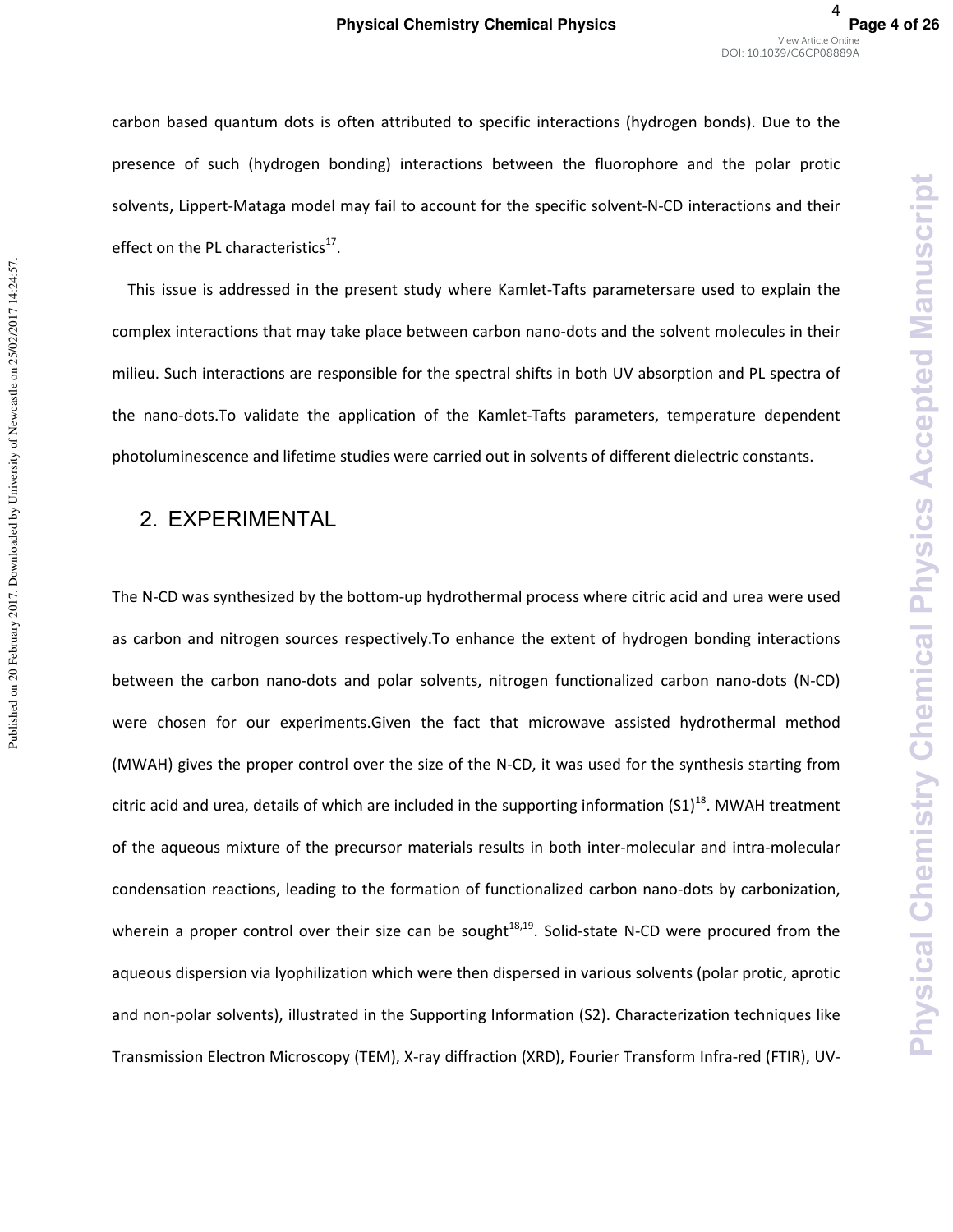carbon based quantum dots is often attributed to specific interactions (hydrogen bonds). Due to the presence of such (hydrogen bonding) interactions between the fluorophore and the polar protic solvents, Lippert-Mataga model may fail to account for the specific solvent-N-CD interactions and their effect on the PL characteristics[17].

This issue is addressed in the present study where Kamlet-Tafts parametersare used to explain the complex interactions that may take place between carbon nano-dots and the solvent molecules in their milieu. Such interactions are responsible for the spectral shifts in both UV absorption and PL spectra of the nano-dots.To validate the application of the Kamlet-Tafts parameters, temperature dependent photoluminescence and lifetime studies were carried out in solvents of different dielectric constants.

## 2. EXPERIMENTAL

The N-CD was synthesized by the bottom-up hydrothermal process where citric acid and urea were used as carbon and nitrogen sources respectively.To enhance the extent of hydrogen bonding interactions between the carbon nano-dots and polar solvents, nitrogen functionalized carbon nano-dots (N-CD) were chosen for our experiments.Given the fact that microwave assisted hydrothermal method (MWAH) gives the proper control over the size of the N-CD, it was used for the synthesis starting from citric acid and urea, details of which are included in the supporting information (S1)[18]. MWAH treatment of the aqueous mixture of the precursor materials results in both inter-molecular and intra-molecular condensation reactions, leading to the formation of functionalized carbon nano-dots by carbonization, wherein a proper control over their size can be sought[18,19]. Solid-state N-CD were procured from the aqueous dispersion via lyophilization which were then dispersed in various solvents (polar protic, aprotic and non-polar solvents), illustrated in the Supporting Information (S2). Characterization techniques like Transmission Electron Microscopy (TEM), X-ray diffraction (XRD), Fourier Transform Infra-red (FTIR), UV-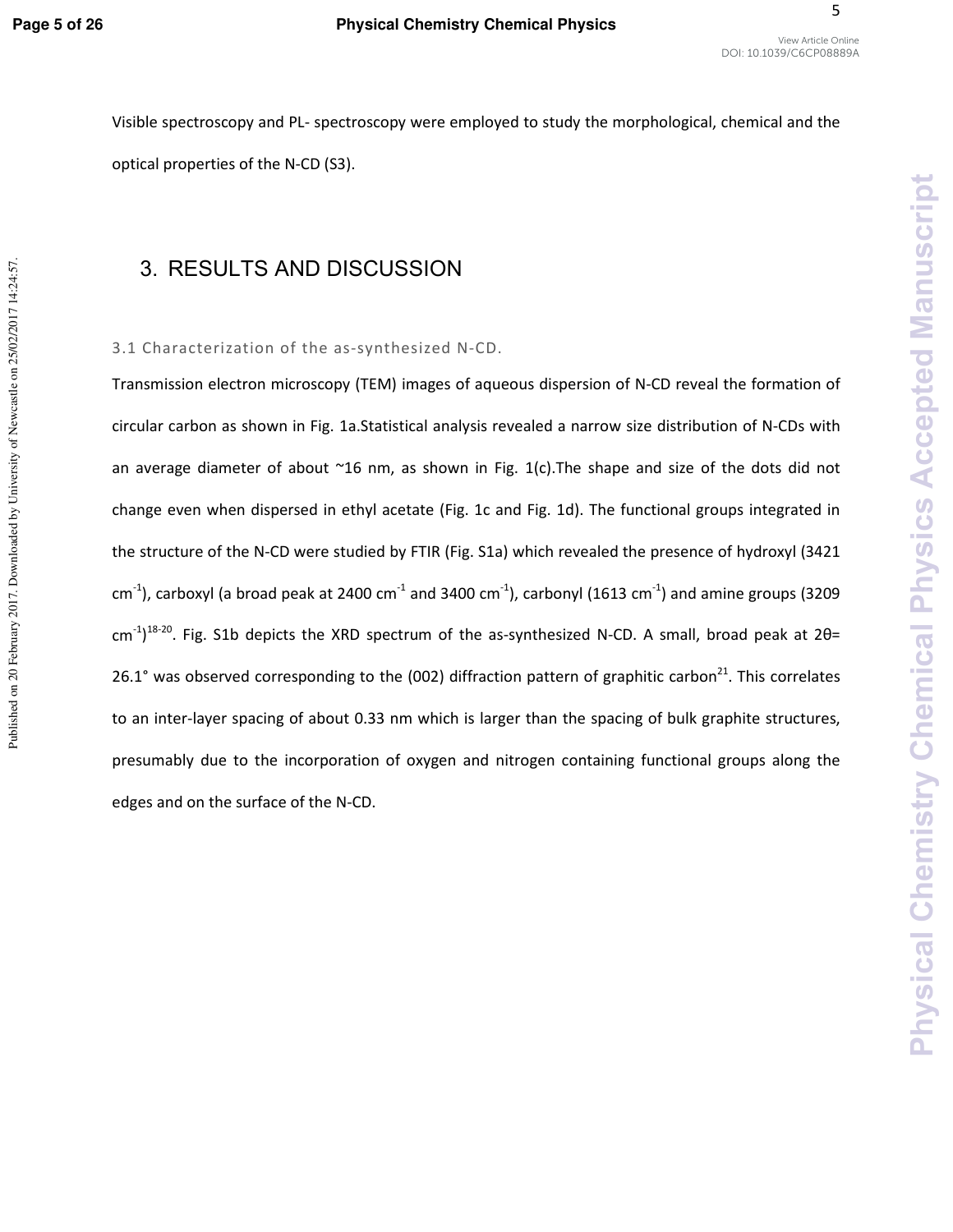Visible spectroscopy and PL- spectroscopy were employed to study the morphological, chemical and the optical properties of the N-CD (S3).

# 3. RESULTS AND DISCUSSION

### 3.1 Characterization of the as-synthesized N-CD.

Transmission electron microscopy (TEM) images of aqueous dispersion of N-CD reveal the formation of circular carbon as shown in Fig. 1a.Statistical analysis revealed a narrow size distribution of N-CDs with an average diameter of about ~16 nm, as shown in Fig. 1(c).The shape and size of the dots did not change even when dispersed in ethyl acetate (Fig. 1c and Fig. 1d). The functional groups integrated in the structure of the N-CD were studied by FTIR (Fig. S1a) which revealed the presence of hydroxyl (3421 $cm^{-1}$), carboxyl (a broad peak at 2400 $cm^{-1}$ and 3400 $cm^{-1}$), carbonyl (1613 $cm^{-1}$) and amine groups (3209 $cm^{-1}$)[18-20]. Fig. S1b depicts the XRD spectrum of the as-synthesized N-CD. A small, broad peak at $2\theta$= 26.1° was observed corresponding to the (002) diffraction pattern of graphitic carbon[21]. This correlates to an inter-layer spacing of about 0.33 nm which is larger than the spacing of bulk graphite structures, presumably due to the incorporation of oxygen and nitrogen containing functional groups along the edges and on the surface of the N-CD.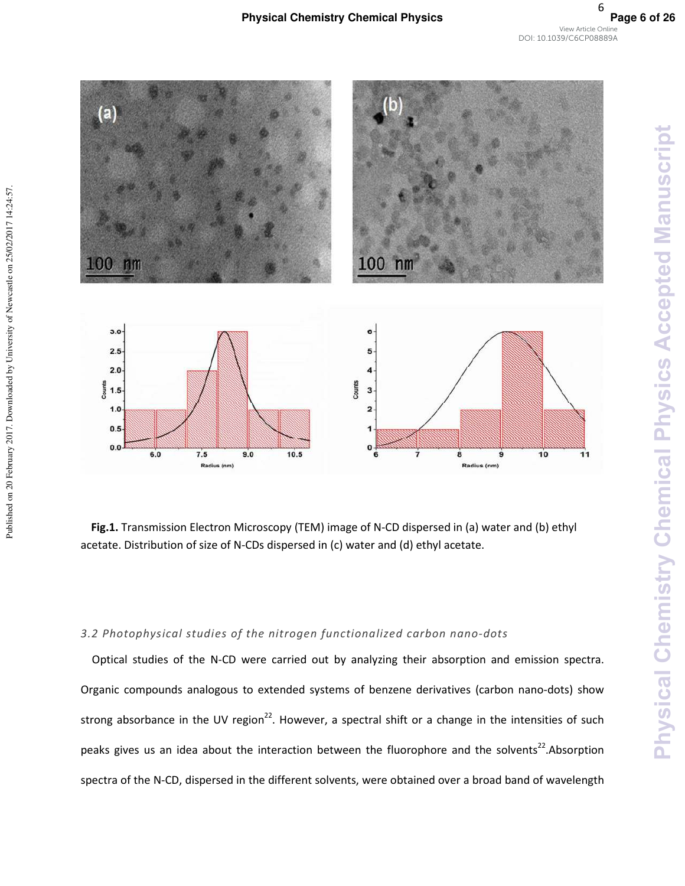**Fig.1.** Transmission Electron Microscopy (TEM) image of N-CD dispersed in (a) water and (b) ethyl acetate. Distribution of size of N-CDs dispersed in (c) water and (d) ethyl acetate.

*3.2 Photophysical studies of the nitrogen functionalized carbon nano-dots*

Optical studies of the N-CD were carried out by analyzing their absorption and emission spectra. Organic compounds analogous to extended systems of benzene derivatives (carbon nano-dots) show strong absorbance in the UV region[22]. However, a spectral shift or a change in the intensities of such peaks gives us an idea about the interaction between the fluorophore and the solvents[22].Absorption spectra of the N-CD, dispersed in the different solvents, were obtained over a broad band of wavelength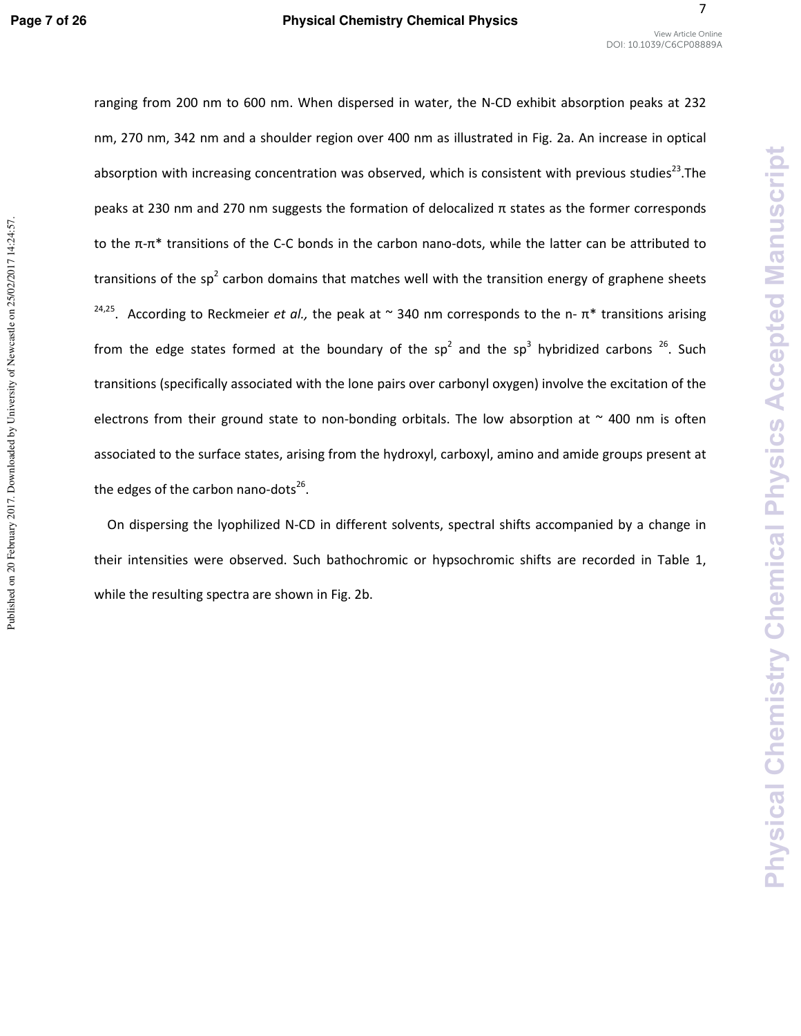ranging from 200 nm to 600 nm. When dispersed in water, the N-CD exhibit absorption peaks at 232 nm, 270 nm, 342 nm and a shoulder region over 400 nm as illustrated in Fig. 2a. An increase in optical absorption with increasing concentration was observed, which is consistent with previous studies[23].The peaks at 230 nm and 270 nm suggests the formation of delocalized π states as the former corresponds to the π-π* transitions of the C-C bonds in the carbon nano-dots, while the latter can be attributed to transitions of the $sp^2$ carbon domains that matches well with the transition energy of graphene sheets [24,25]. According to Reckmeier *et al.,* the peak at ~ 340 nm corresponds to the n- π* transitions arising from the edge states formed at the boundary of the $sp^2$ and the $sp^3$ hybridized carbons [26]. Such transitions (specifically associated with the lone pairs over carbonyl oxygen) involve the excitation of the electrons from their ground state to non-bonding orbitals. The low absorption at ~ 400 nm is often associated to the surface states, arising from the hydroxyl, carboxyl, amino and amide groups present at the edges of the carbon nano-dots[26].

On dispersing the lyophilized N-CD in different solvents, spectral shifts accompanied by a change in their intensities were observed. Such bathochromic or hypsochromic shifts are recorded in Table 1, while the resulting spectra are shown in Fig. 2b.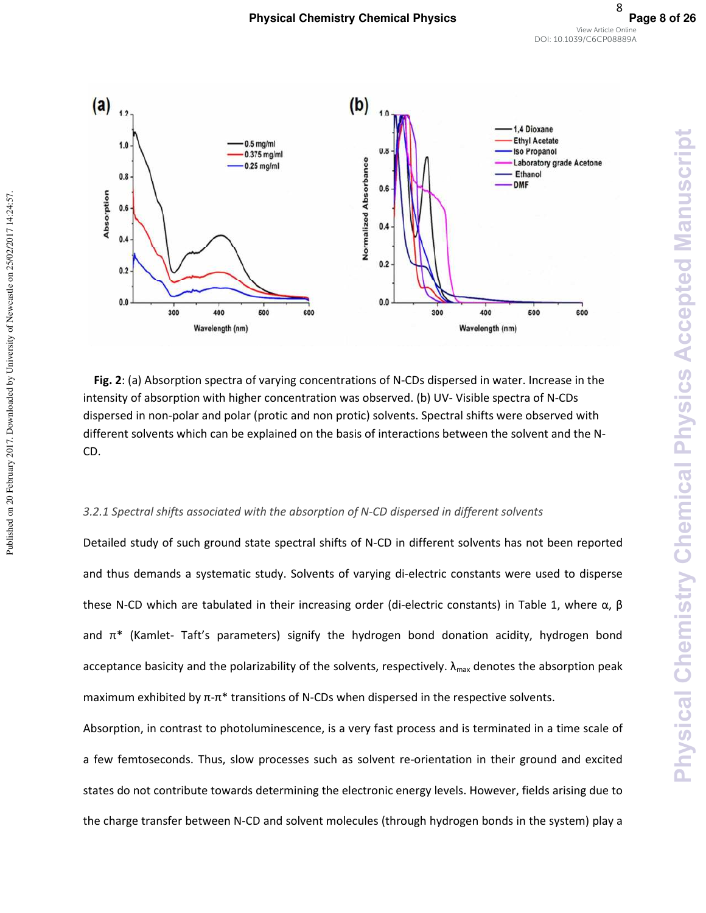**Fig. 2**: (a) Absorption spectra of varying concentrations of N-CDs dispersed in water. Increase in the intensity of absorption with higher concentration was observed. (b) UV- Visible spectra of N-CDs dispersed in non-polar and polar (protic and non protic) solvents. Spectral shifts were observed with different solvents which can be explained on the basis of interactions between the solvent and the N-CD.

*3.2.1 Spectral shifts associated with the absorption of N-CD dispersed in different solvents*

Detailed study of such ground state spectral shifts of N-CD in different solvents has not been reported and thus demands a systematic study. Solvents of varying di-electric constants were used to disperse these N-CD which are tabulated in their increasing order (di-electric constants) in Table 1, where α, β and π* (Kamlet- Taft's parameters) signify the hydrogen bond donation acidity, hydrogen bond acceptance basicity and the polarizability of the solvents, respectively. $\lambda_{max}$ denotes the absorption peak maximum exhibited by π-π* transitions of N-CDs when dispersed in the respective solvents.

Absorption, in contrast to photoluminescence, is a very fast process and is terminated in a time scale of a few femtoseconds. Thus, slow processes such as solvent re-orientation in their ground and excited states do not contribute towards determining the electronic energy levels. However, fields arising due to the charge transfer between N-CD and solvent molecules (through hydrogen bonds in the system) play a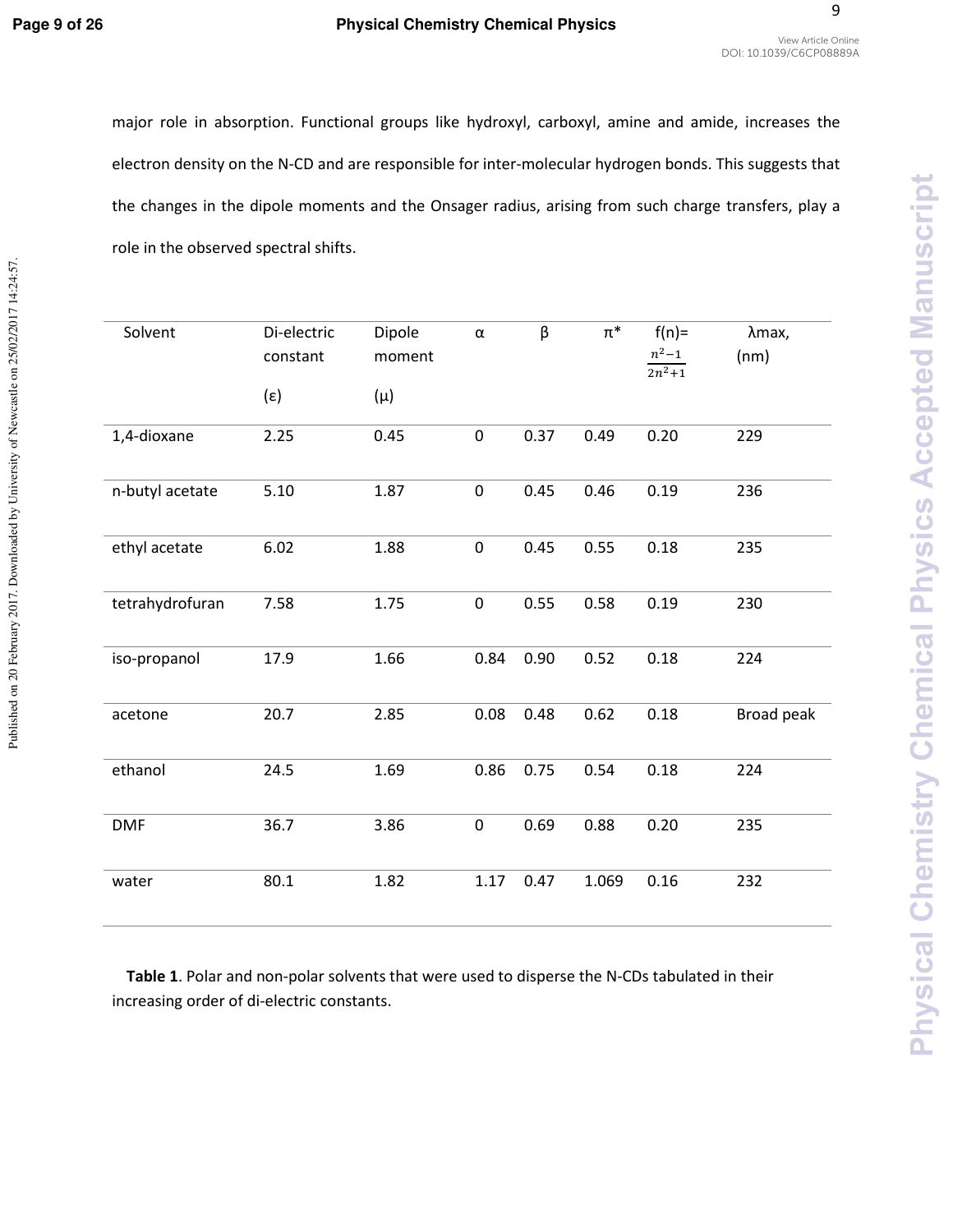major role in absorption. Functional groups like hydroxyl, carboxyl, amine and amide, increases the electron density on the N-CD and are responsible for inter-molecular hydrogen bonds. This suggests that the changes in the dipole moments and the Onsager radius, arising from such charge transfers, play a role in the observed spectral shifts.

| Solvent | Di-electric constant (ε) | Dipole moment (μ) | α | β | π* | f(n)= $\frac{n^2-1}{2n^2+1}$ | λmax, (nm) |
|---|---|---|---|---|---|---|---|
| 1,4-dioxane | 2.25 | 0.45 | 0 | 0.37 | 0.49 | 0.20 | 229 |
| n-butyl acetate | 5.10 | 1.87 | 0 | 0.45 | 0.46 | 0.19 | 236 |
| ethyl acetate | 6.02 | 1.88 | 0 | 0.45 | 0.55 | 0.18 | 235 |
| tetrahydrofuran | 7.58 | 1.75 | 0 | 0.55 | 0.58 | 0.19 | 230 |
| iso-propanol | 17.9 | 1.66 | 0.84 | 0.90 | 0.52 | 0.18 | 224 |
| acetone | 20.7 | 2.85 | 0.08 | 0.48 | 0.62 | 0.18 | Broad peak |
| ethanol | 24.5 | 1.69 | 0.86 | 0.75 | 0.54 | 0.18 | 224 |
| DMF | 36.7 | 3.86 | 0 | 0.69 | 0.88 | 0.20 | 235 |
| water | 80.1 | 1.82 | 1.17 | 0.47 | 1.069 | 0.16 | 232 |

**Table 1**. Polar and non-polar solvents that were used to disperse the N-CDs tabulated in their increasing order of di-electric constants.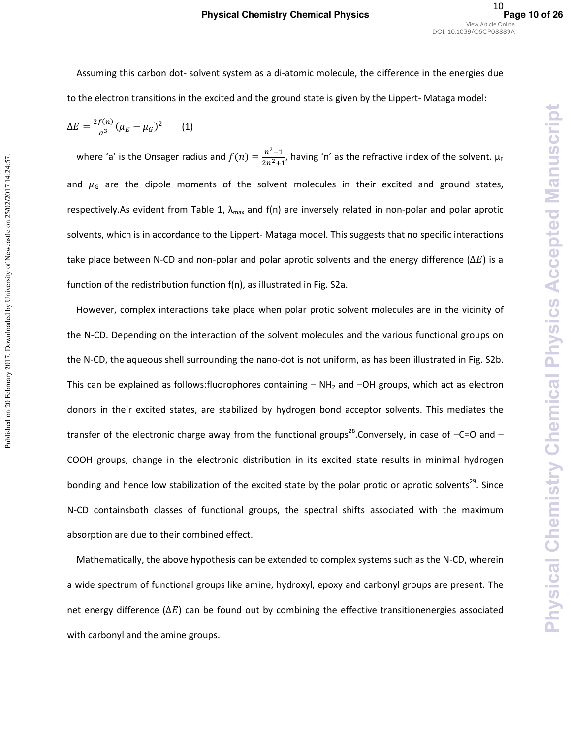Assuming this carbon dot- solvent system as a di-atomic molecule, the difference in the energies due to the electron transitions in the excited and the ground state is given by the Lippert- Mataga model:

$$\Delta E = \frac{2f(n)}{a^3}(\mu_E - \mu_G)^2 \qquad (1)$$

where 'a' is the Onsager radius and $f(n) = \frac{n^2-1}{2n^2+1}$, having 'n' as the refractive index of the solvent. $\mu_E$ and $\mu_G$ are the dipole moments of the solvent molecules in their excited and ground states, respectively.As evident from Table 1, $\lambda_{max}$ and f(n) are inversely related in non-polar and polar aprotic solvents, which is in accordance to the Lippert- Mataga model. This suggests that no specific interactions take place between N-CD and non-polar and polar aprotic solvents and the energy difference ($\Delta E$) is a function of the redistribution function f(n), as illustrated in Fig. S2a.

However, complex interactions take place when polar protic solvent molecules are in the vicinity of the N-CD. Depending on the interaction of the solvent molecules and the various functional groups on the N-CD, the aqueous shell surrounding the nano-dot is not uniform, as has been illustrated in Fig. S2b. This can be explained as follows:fluorophores containing – $NH_2$ and –OH groups, which act as electron donors in their excited states, are stabilized by hydrogen bond acceptor solvents. This mediates the transfer of the electronic charge away from the functional groups[28].Conversely, in case of –C=O and –COOH groups, change in the electronic distribution in its excited state results in minimal hydrogen bonding and hence low stabilization of the excited state by the polar protic or aprotic solvents[29]. Since N-CD containsboth classes of functional groups, the spectral shifts associated with the maximum absorption are due to their combined effect.

Mathematically, the above hypothesis can be extended to complex systems such as the N-CD, wherein a wide spectrum of functional groups like amine, hydroxyl, epoxy and carbonyl groups are present. The net energy difference ($\Delta E$) can be found out by combining the effective transitionenergies associated with carbonyl and the amine groups.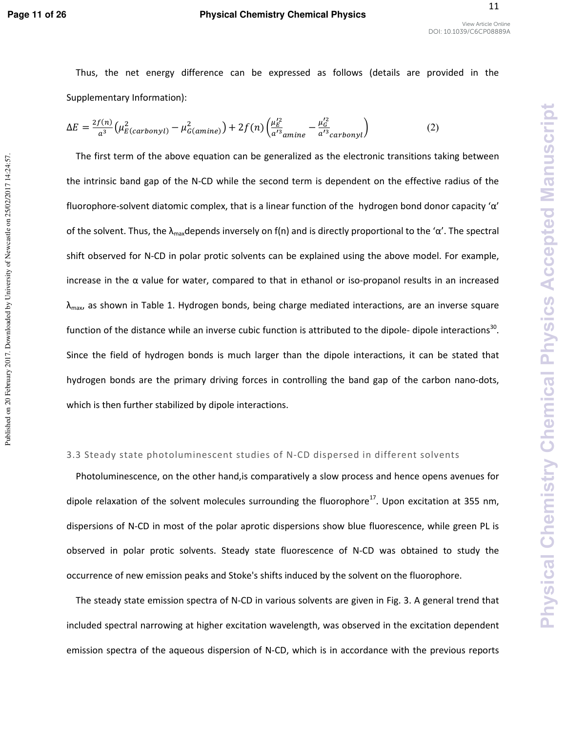Thus, the net energy difference can be expressed as follows (details are provided in the Supplementary Information):

$$\Delta E = \frac{2f(n)}{a^3}\left(\mu_{E(carbonyl)}^2 - \mu_{G(amine)}^2\right) + 2f(n)\left(\frac{\mu_E'^2}{a'^3}_{amine} - \frac{\mu_G'^2}{a'^3}_{carbonyl}\right) \quad (2)$$

The first term of the above equation can be generalized as the electronic transitions taking between the intrinsic band gap of the N-CD while the second term is dependent on the effective radius of the fluorophore-solvent diatomic complex, that is a linear function of the hydrogen bond donor capacity 'α' of the solvent. Thus, the $\lambda_{max}$ depends inversely on f(n) and is directly proportional to the 'α'. The spectral shift observed for N-CD in polar protic solvents can be explained using the above model. For example, increase in the α value for water, compared to that in ethanol or iso-propanol results in an increased $\lambda_{max}$, as shown in Table 1. Hydrogen bonds, being charge mediated interactions, are an inverse square function of the distance while an inverse cubic function is attributed to the dipole- dipole interactions[30]. Since the field of hydrogen bonds is much larger than the dipole interactions, it can be stated that hydrogen bonds are the primary driving forces in controlling the band gap of the carbon nano-dots, which is then further stabilized by dipole interactions.

### 3.3 Steady state photoluminescent studies of N-CD dispersed in different solvents

Photoluminescence, on the other hand,is comparatively a slow process and hence opens avenues for dipole relaxation of the solvent molecules surrounding the fluorophore[17]. Upon excitation at 355 nm, dispersions of N-CD in most of the polar aprotic dispersions show blue fluorescence, while green PL is observed in polar protic solvents. Steady state fluorescence of N-CD was obtained to study the occurrence of new emission peaks and Stoke's shifts induced by the solvent on the fluorophore.

The steady state emission spectra of N-CD in various solvents are given in Fig. 3. A general trend that included spectral narrowing at higher excitation wavelength, was observed in the excitation dependent emission spectra of the aqueous dispersion of N-CD, which is in accordance with the previous reports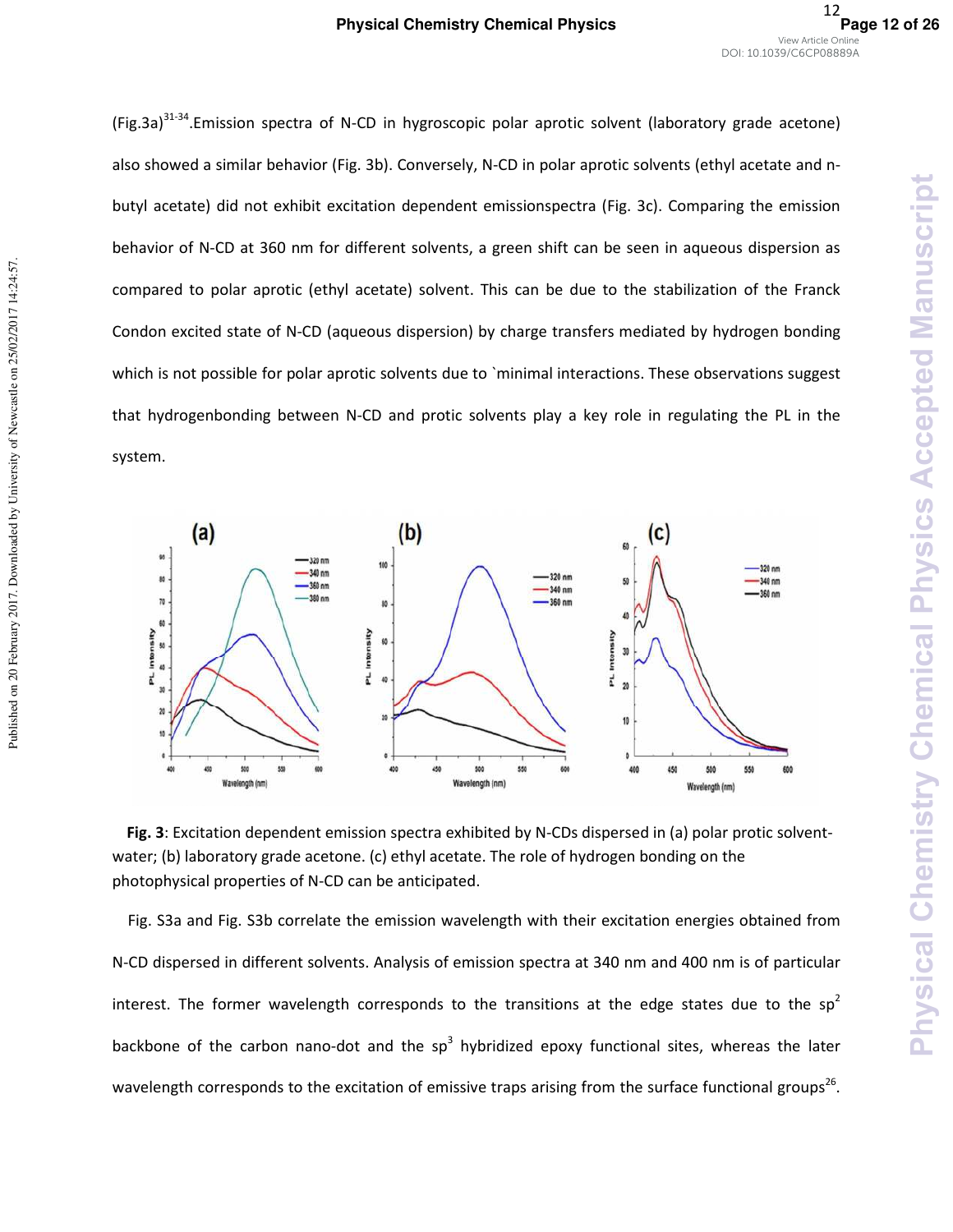(Fig.3a)[31-34].Emission spectra of N-CD in hygroscopic polar aprotic solvent (laboratory grade acetone) also showed a similar behavior (Fig. 3b). Conversely, N-CD in polar aprotic solvents (ethyl acetate and n-butyl acetate) did not exhibit excitation dependent emissionspectra (Fig. 3c). Comparing the emission behavior of N-CD at 360 nm for different solvents, a green shift can be seen in aqueous dispersion as compared to polar aprotic (ethyl acetate) solvent. This can be due to the stabilization of the Franck Condon excited state of N-CD (aqueous dispersion) by charge transfers mediated by hydrogen bonding which is not possible for polar aprotic solvents due to `minimal interactions. These observations suggest that hydrogenbonding between N-CD and protic solvents play a key role in regulating the PL in the system.

**Fig. 3**: Excitation dependent emission spectra exhibited by N-CDs dispersed in (a) polar protic solvent-water; (b) laboratory grade acetone. (c) ethyl acetate. The role of hydrogen bonding on the photophysical properties of N-CD can be anticipated.

Fig. S3a and Fig. S3b correlate the emission wavelength with their excitation energies obtained from N-CD dispersed in different solvents. Analysis of emission spectra at 340 nm and 400 nm is of particular interest. The former wavelength corresponds to the transitions at the edge states due to the $sp^2$ backbone of the carbon nano-dot and the $sp^3$ hybridized epoxy functional sites, whereas the later wavelength corresponds to the excitation of emissive traps arising from the surface functional groups[26].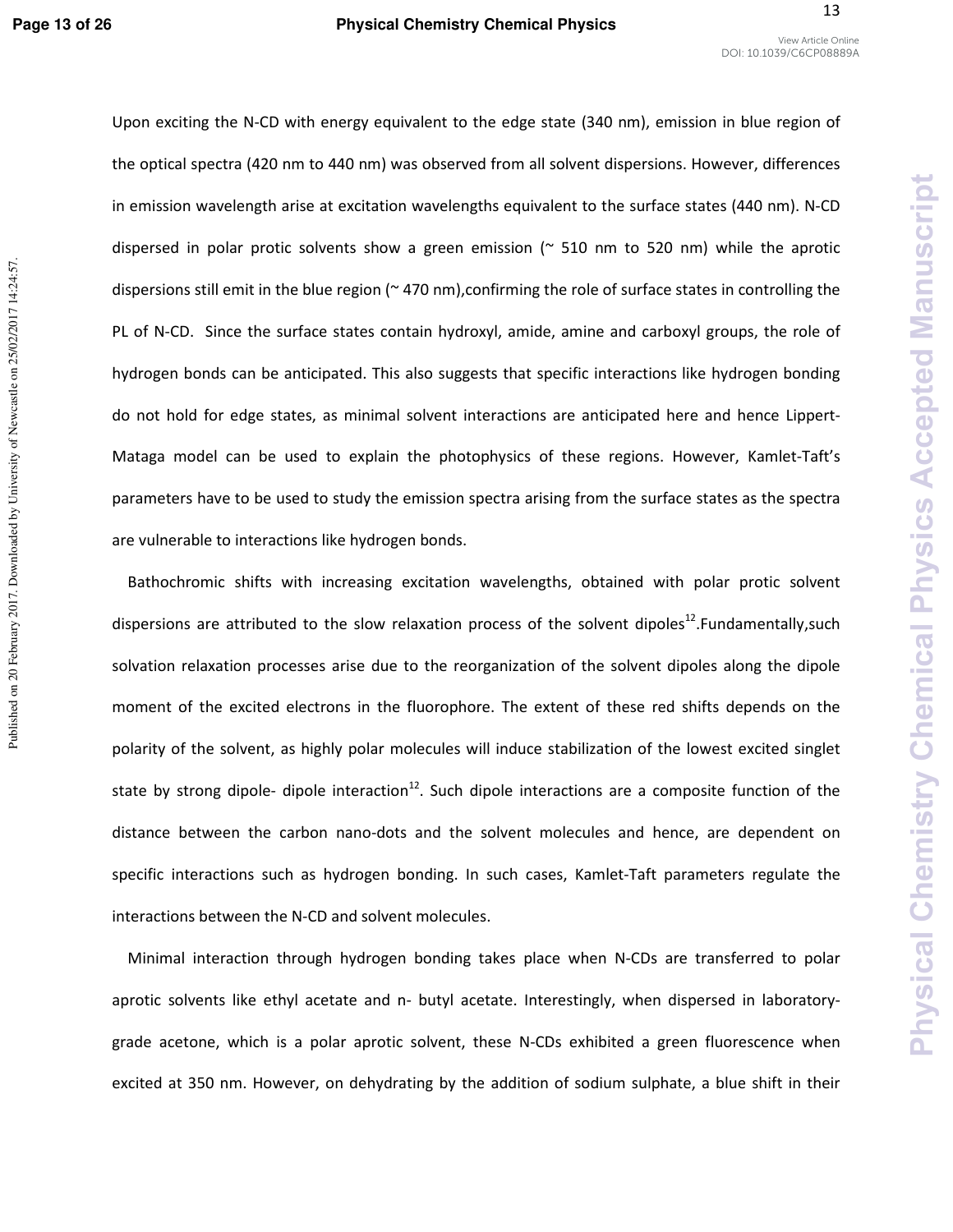Upon exciting the N-CD with energy equivalent to the edge state (340 nm), emission in blue region of the optical spectra (420 nm to 440 nm) was observed from all solvent dispersions. However, differences in emission wavelength arise at excitation wavelengths equivalent to the surface states (440 nm). N-CD dispersed in polar protic solvents show a green emission (~ 510 nm to 520 nm) while the aprotic dispersions still emit in the blue region (~ 470 nm),confirming the role of surface states in controlling the PL of N-CD. Since the surface states contain hydroxyl, amide, amine and carboxyl groups, the role of hydrogen bonds can be anticipated. This also suggests that specific interactions like hydrogen bonding do not hold for edge states, as minimal solvent interactions are anticipated here and hence Lippert-Mataga model can be used to explain the photophysics of these regions. However, Kamlet-Taft's parameters have to be used to study the emission spectra arising from the surface states as the spectra are vulnerable to interactions like hydrogen bonds.

Bathochromic shifts with increasing excitation wavelengths, obtained with polar protic solvent dispersions are attributed to the slow relaxation process of the solvent dipoles[12].Fundamentally,such solvation relaxation processes arise due to the reorganization of the solvent dipoles along the dipole moment of the excited electrons in the fluorophore. The extent of these red shifts depends on the polarity of the solvent, as highly polar molecules will induce stabilization of the lowest excited singlet state by strong dipole- dipole interaction[12]. Such dipole interactions are a composite function of the distance between the carbon nano-dots and the solvent molecules and hence, are dependent on specific interactions such as hydrogen bonding. In such cases, Kamlet-Taft parameters regulate the interactions between the N-CD and solvent molecules.

Minimal interaction through hydrogen bonding takes place when N-CDs are transferred to polar aprotic solvents like ethyl acetate and n- butyl acetate. Interestingly, when dispersed in laboratory-grade acetone, which is a polar aprotic solvent, these N-CDs exhibited a green fluorescence when excited at 350 nm. However, on dehydrating by the addition of sodium sulphate, a blue shift in their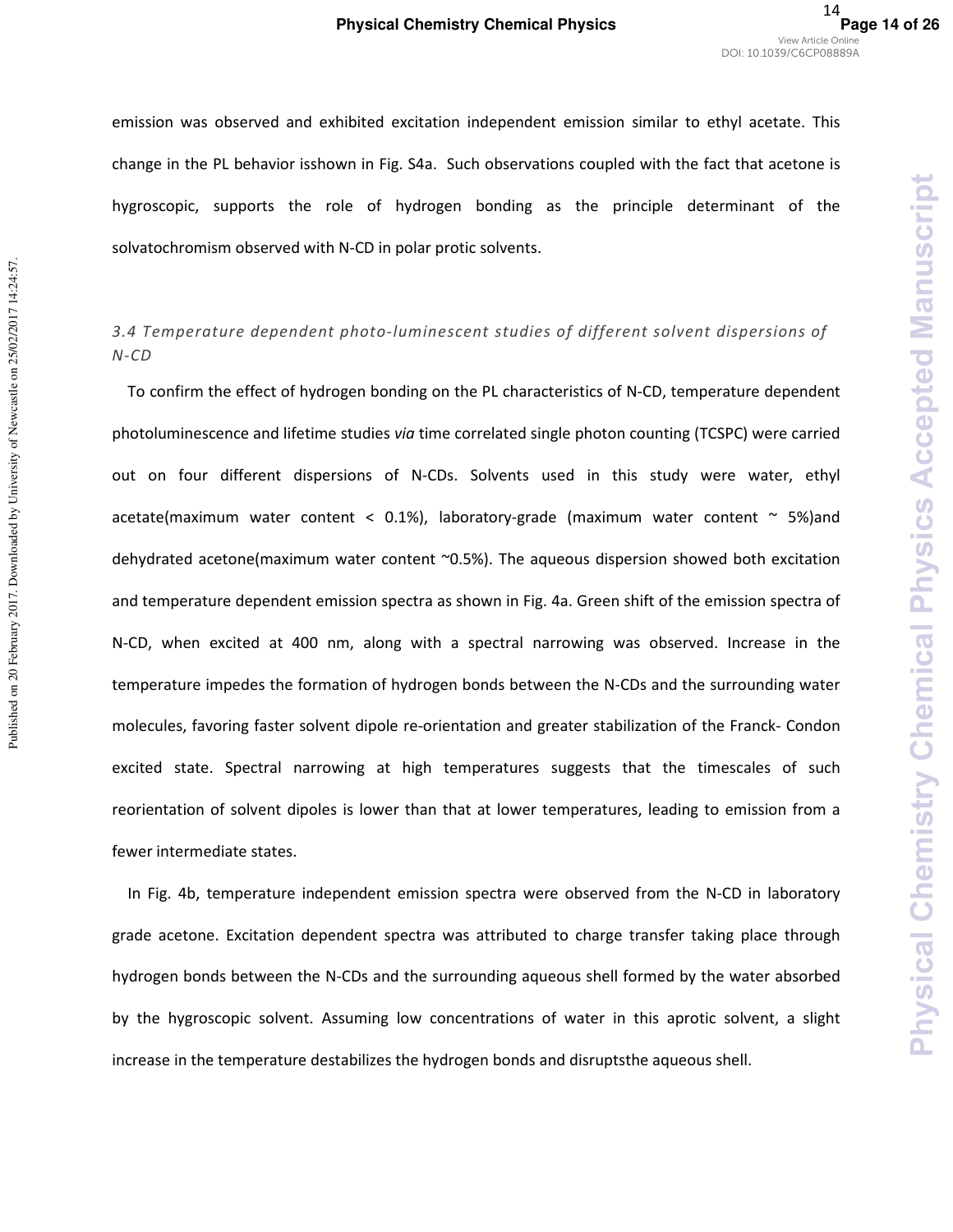emission was observed and exhibited excitation independent emission similar to ethyl acetate. This change in the PL behavior isshown in Fig. S4a. Such observations coupled with the fact that acetone is hygroscopic, supports the role of hydrogen bonding as the principle determinant of the solvatochromism observed with N-CD in polar protic solvents.

### *3.4 Temperature dependent photo-luminescent studies of different solvent dispersions of N-CD*

To confirm the effect of hydrogen bonding on the PL characteristics of N-CD, temperature dependent photoluminescence and lifetime studies *via* time correlated single photon counting (TCSPC) were carried out on four different dispersions of N-CDs. Solvents used in this study were water, ethyl acetate(maximum water content < 0.1%), laboratory-grade (maximum water content ~ 5%)and dehydrated acetone(maximum water content ~0.5%). The aqueous dispersion showed both excitation and temperature dependent emission spectra as shown in Fig. 4a. Green shift of the emission spectra of N-CD, when excited at 400 nm, along with a spectral narrowing was observed. Increase in the temperature impedes the formation of hydrogen bonds between the N-CDs and the surrounding water molecules, favoring faster solvent dipole re-orientation and greater stabilization of the Franck- Condon excited state. Spectral narrowing at high temperatures suggests that the timescales of such reorientation of solvent dipoles is lower than that at lower temperatures, leading to emission from a fewer intermediate states.

In Fig. 4b, temperature independent emission spectra were observed from the N-CD in laboratory grade acetone. Excitation dependent spectra was attributed to charge transfer taking place through hydrogen bonds between the N-CDs and the surrounding aqueous shell formed by the water absorbed by the hygroscopic solvent. Assuming low concentrations of water in this aprotic solvent, a slight increase in the temperature destabilizes the hydrogen bonds and disruptsthe aqueous shell.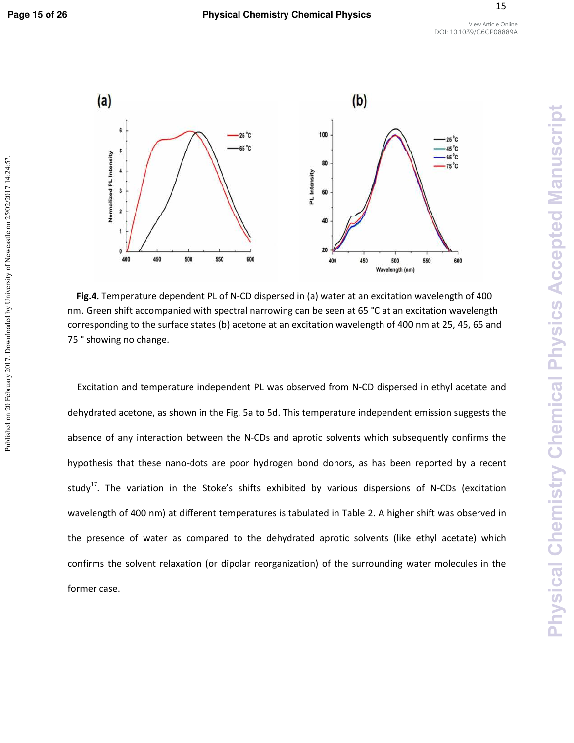**Fig.4.** Temperature dependent PL of N-CD dispersed in (a) water at an excitation wavelength of 400 nm. Green shift accompanied with spectral narrowing can be seen at 65 °C at an excitation wavelength corresponding to the surface states (b) acetone at an excitation wavelength of 400 nm at 25, 45, 65 and 75 ° showing no change.

Excitation and temperature independent PL was observed from N-CD dispersed in ethyl acetate and dehydrated acetone, as shown in the Fig. 5a to 5d. This temperature independent emission suggests the absence of any interaction between the N-CDs and aprotic solvents which subsequently confirms the hypothesis that these nano-dots are poor hydrogen bond donors, as has been reported by a recent study[17]. The variation in the Stoke's shifts exhibited by various dispersions of N-CDs (excitation wavelength of 400 nm) at different temperatures is tabulated in Table 2. A higher shift was observed in the presence of water as compared to the dehydrated aprotic solvents (like ethyl acetate) which confirms the solvent relaxation (or dipolar reorganization) of the surrounding water molecules in the former case.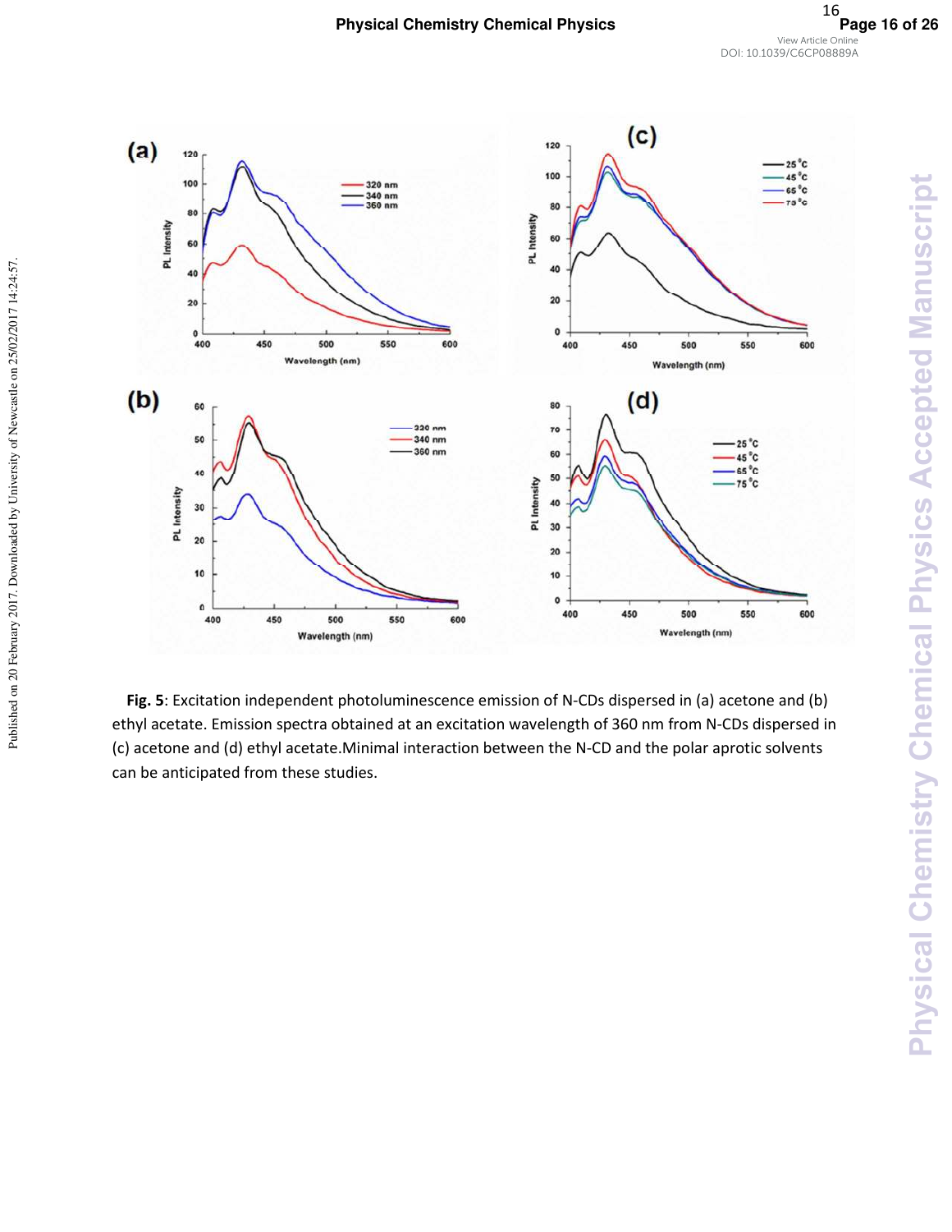**Fig. 5**: Excitation independent photoluminescence emission of N-CDs dispersed in (a) acetone and (b) ethyl acetate. Emission spectra obtained at an excitation wavelength of 360 nm from N-CDs dispersed in (c) acetone and (d) ethyl acetate.Minimal interaction between the N-CD and the polar aprotic solvents can be anticipated from these studies.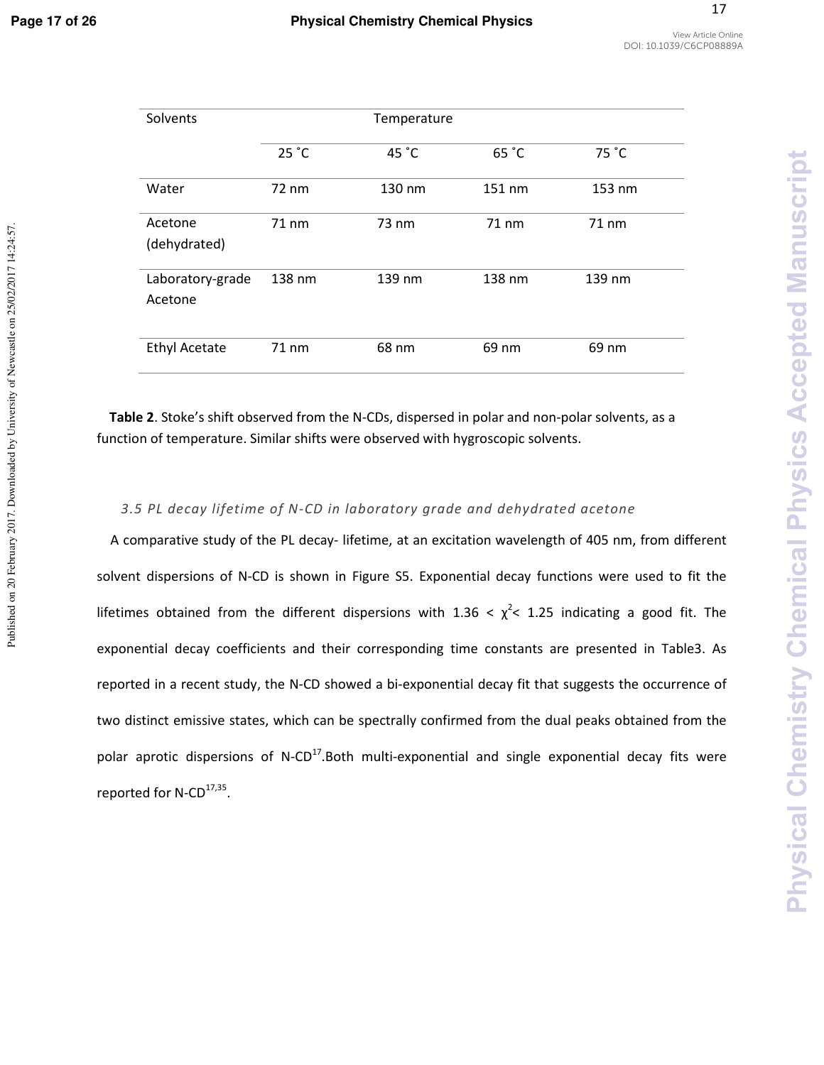| Solvents | Temperature | | | |
|---|---|---|---|---|
| | 25 ˚C | 45 ˚C | 65 ˚C | 75 ˚C |
| Water | 72 nm | 130 nm | 151 nm | 153 nm |
| Acetone (dehydrated) | 71 nm | 73 nm | 71 nm | 71 nm |
| Laboratory-grade Acetone | 138 nm | 139 nm | 138 nm | 139 nm |
| Ethyl Acetate | 71 nm | 68 nm | 69 nm | 69 nm |

**Table 2**. Stoke's shift observed from the N-CDs, dispersed in polar and non-polar solvents, as a function of temperature. Similar shifts were observed with hygroscopic solvents.

### *3.5 PL decay lifetime of N-CD in laboratory grade and dehydrated acetone*

A comparative study of the PL decay- lifetime, at an excitation wavelength of 405 nm, from different solvent dispersions of N-CD is shown in Figure S5. Exponential decay functions were used to fit the lifetimes obtained from the different dispersions with $1.36 < \chi^2 < 1.25$ indicating a good fit. The exponential decay coefficients and their corresponding time constants are presented in Table3. As reported in a recent study, the N-CD showed a bi-exponential decay fit that suggests the occurrence of two distinct emissive states, which can be spectrally confirmed from the dual peaks obtained from the polar aprotic dispersions of N-CD[17].Both multi-exponential and single exponential decay fits were reported for N-CD[17,35].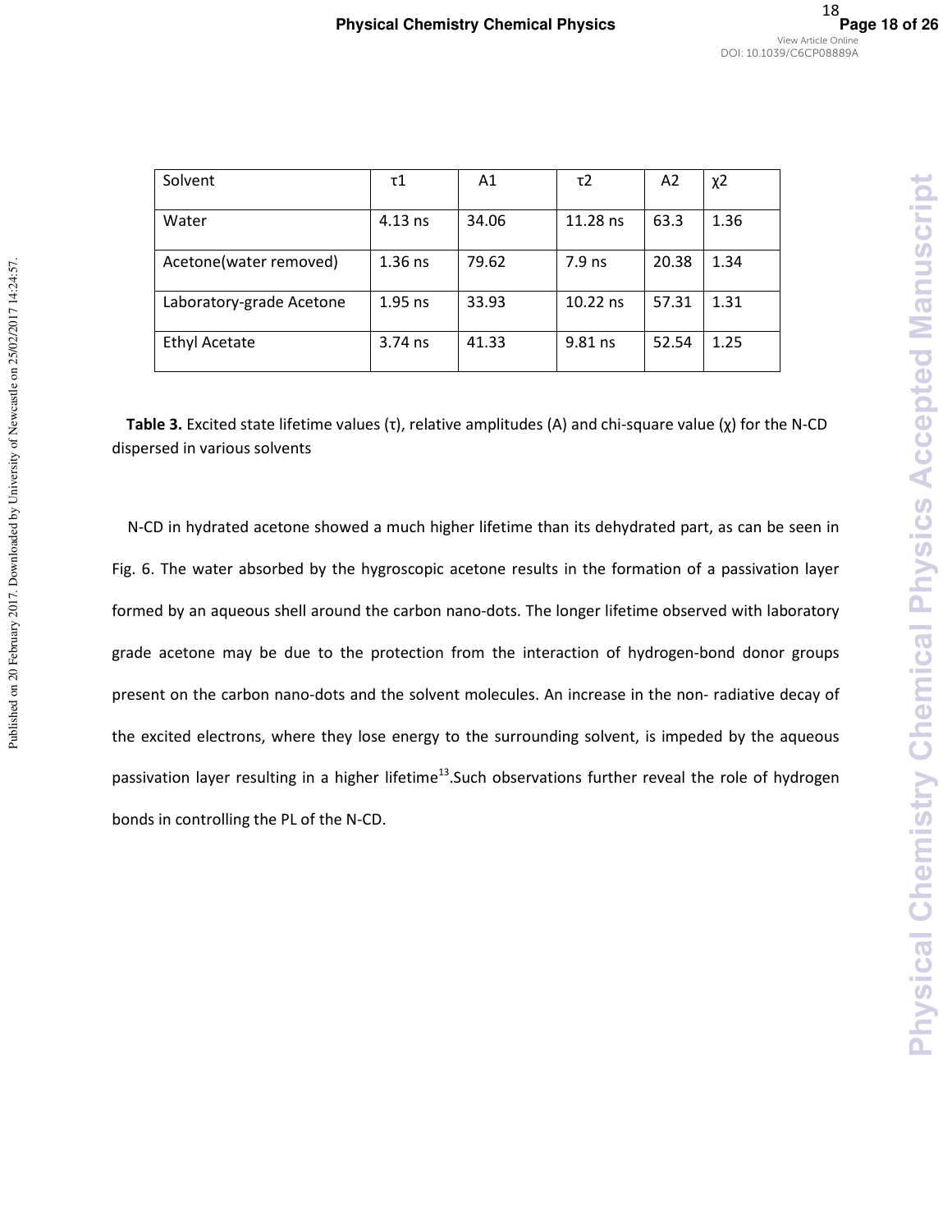| Solvent | τ1 | A1 | τ2 | A2 | χ2 |
| --- | --- | --- | --- | --- | --- |
| Water | 4.13 ns | 34.06 | 11.28 ns | 63.3 | 1.36 |
| Acetone(water removed) | 1.36 ns | 79.62 | 7.9 ns | 20.38 | 1.34 |
| Laboratory-grade Acetone | 1.95 ns | 33.93 | 10.22 ns | 57.31 | 1.31 |
| Ethyl Acetate | 3.74 ns | 41.33 | 9.81 ns | 52.54 | 1.25 |

**Table 3.** Excited state lifetime values (τ), relative amplitudes (A) and chi-square value (χ) for the N-CD dispersed in various solvents

N-CD in hydrated acetone showed a much higher lifetime than its dehydrated part, as can be seen in Fig. 6. The water absorbed by the hygroscopic acetone results in the formation of a passivation layer formed by an aqueous shell around the carbon nano-dots. The longer lifetime observed with laboratory grade acetone may be due to the protection from the interaction of hydrogen-bond donor groups present on the carbon nano-dots and the solvent molecules. An increase in the non- radiative decay of the excited electrons, where they lose energy to the surrounding solvent, is impeded by the aqueous passivation layer resulting in a higher lifetime[13].Such observations further reveal the role of hydrogen bonds in controlling the PL of the N-CD.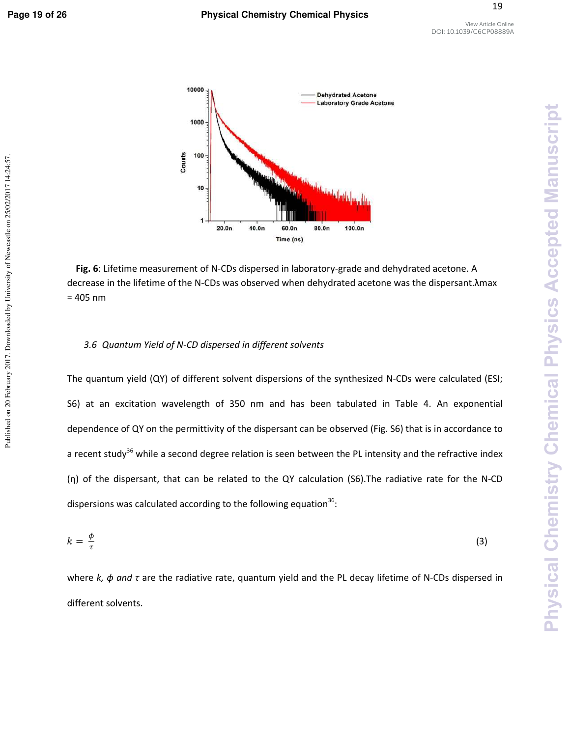**Fig. 6**: Lifetime measurement of N-CDs dispersed in laboratory-grade and dehydrated acetone. A decrease in the lifetime of the N-CDs was observed when dehydrated acetone was the dispersant.λmax = 405 nm

### *3.6 Quantum Yield of N-CD dispersed in different solvents*

The quantum yield (QY) of different solvent dispersions of the synthesized N-CDs were calculated (ESI; S6) at an excitation wavelength of 350 nm and has been tabulated in Table 4. An exponential dependence of QY on the permittivity of the dispersant can be observed (Fig. S6) that is in accordance to a recent study[36] while a second degree relation is seen between the PL intensity and the refractive index (η) of the dispersant, that can be related to the QY calculation (S6).The radiative rate for the N-CD dispersions was calculated according to the following equation[36]:

$$k = \frac{\phi}{\tau} \tag{3}$$

where $k$, $\phi$ *and* $\tau$ are the radiative rate, quantum yield and the PL decay lifetime of N-CDs dispersed in different solvents.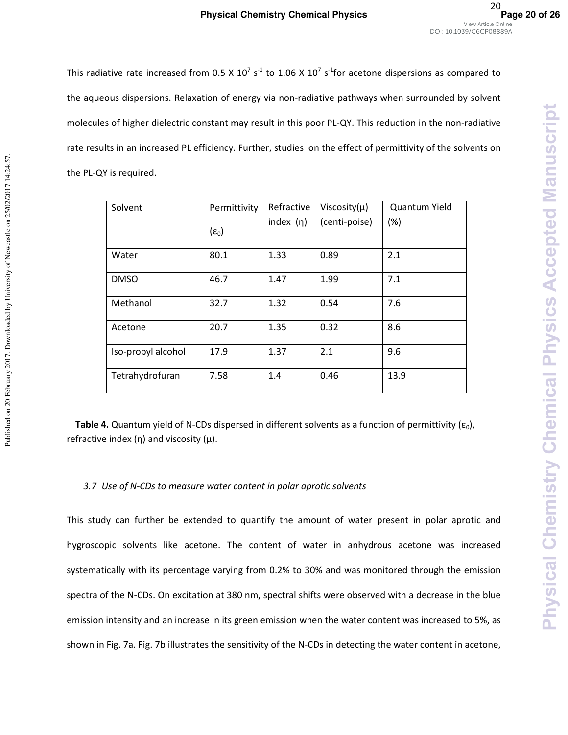This radiative rate increased from 0.5 X $10^7$ $s^{-1}$ to 1.06 X $10^7$ $s^{-1}$for acetone dispersions as compared to the aqueous dispersions. Relaxation of energy via non-radiative pathways when surrounded by solvent molecules of higher dielectric constant may result in this poor PL-QY. This reduction in the non-radiative rate results in an increased PL efficiency. Further, studies on the effect of permittivity of the solvents on the PL-QY is required.

| Solvent | Permittivity ($\varepsilon_0$) | Refractive index (η) | Viscosity(μ) (centi-poise) | Quantum Yield (%) |
| --- | --- | --- | --- | --- |
| Water | 80.1 | 1.33 | 0.89 | 2.1 |
| DMSO | 46.7 | 1.47 | 1.99 | 7.1 |
| Methanol | 32.7 | 1.32 | 0.54 | 7.6 |
| Acetone | 20.7 | 1.35 | 0.32 | 8.6 |
| Iso-propyl alcohol | 17.9 | 1.37 | 2.1 | 9.6 |
| Tetrahydrofuran | 7.58 | 1.4 | 0.46 | 13.9 |

**Table 4.** Quantum yield of N-CDs dispersed in different solvents as a function of permittivity ($\varepsilon_0$), refractive index (η) and viscosity (μ).

### *3.7 Use of N-CDs to measure water content in polar aprotic solvents*

This study can further be extended to quantify the amount of water present in polar aprotic and hygroscopic solvents like acetone. The content of water in anhydrous acetone was increased systematically with its percentage varying from 0.2% to 30% and was monitored through the emission spectra of the N-CDs. On excitation at 380 nm, spectral shifts were observed with a decrease in the blue emission intensity and an increase in its green emission when the water content was increased to 5%, as shown in Fig. 7a. Fig. 7b illustrates the sensitivity of the N-CDs in detecting the water content in acetone,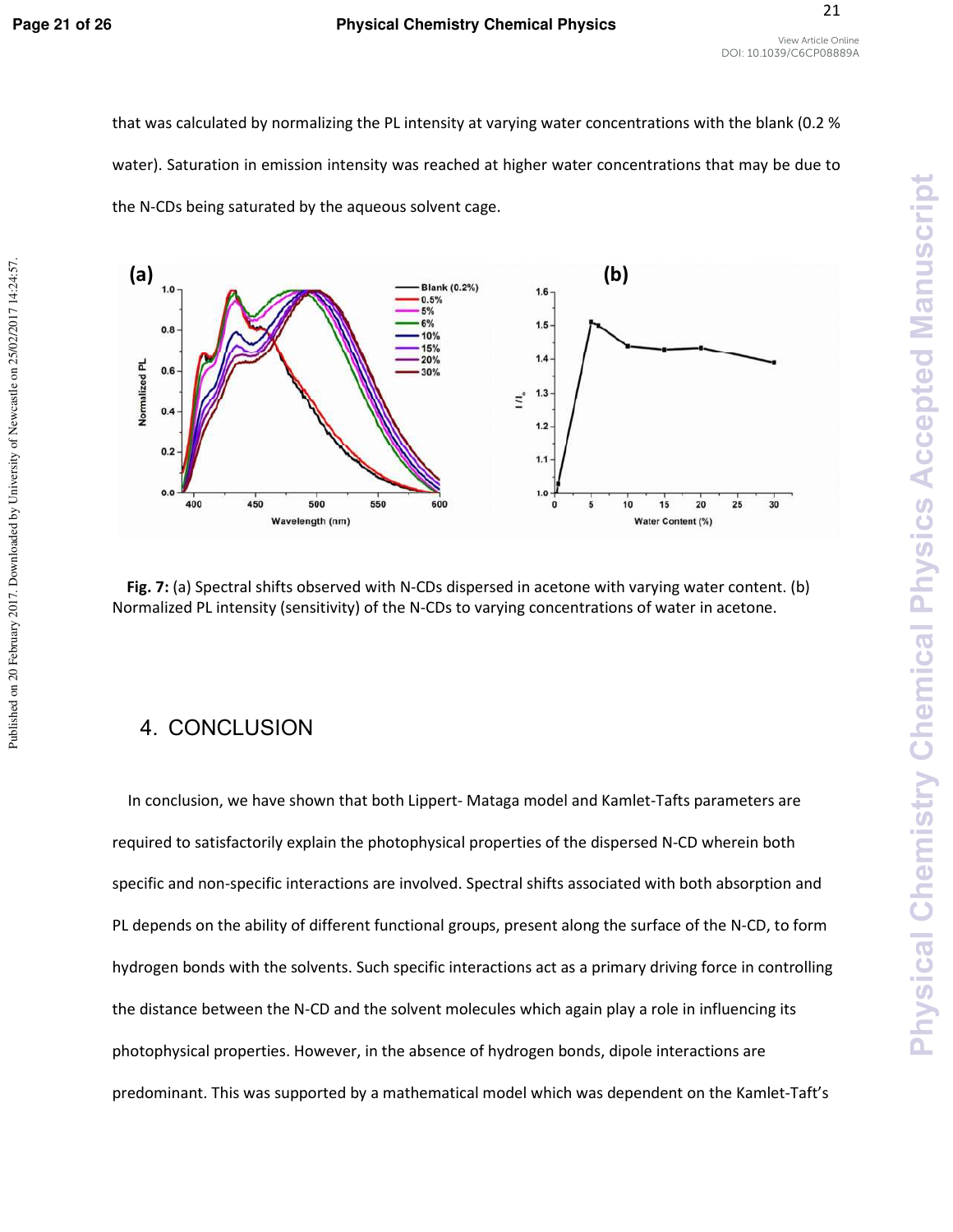that was calculated by normalizing the PL intensity at varying water concentrations with the blank (0.2 % water). Saturation in emission intensity was reached at higher water concentrations that may be due to the N-CDs being saturated by the aqueous solvent cage.

**Fig. 7:** (a) Spectral shifts observed with N-CDs dispersed in acetone with varying water content. (b) Normalized PL intensity (sensitivity) of the N-CDs to varying concentrations of water in acetone.

# 4. CONCLUSION

In conclusion, we have shown that both Lippert- Mataga model and Kamlet-Tafts parameters are required to satisfactorily explain the photophysical properties of the dispersed N-CD wherein both specific and non-specific interactions are involved. Spectral shifts associated with both absorption and PL depends on the ability of different functional groups, present along the surface of the N-CD, to form hydrogen bonds with the solvents. Such specific interactions act as a primary driving force in controlling the distance between the N-CD and the solvent molecules which again play a role in influencing its photophysical properties. However, in the absence of hydrogen bonds, dipole interactions are predominant. This was supported by a mathematical model which was dependent on the Kamlet-Taft's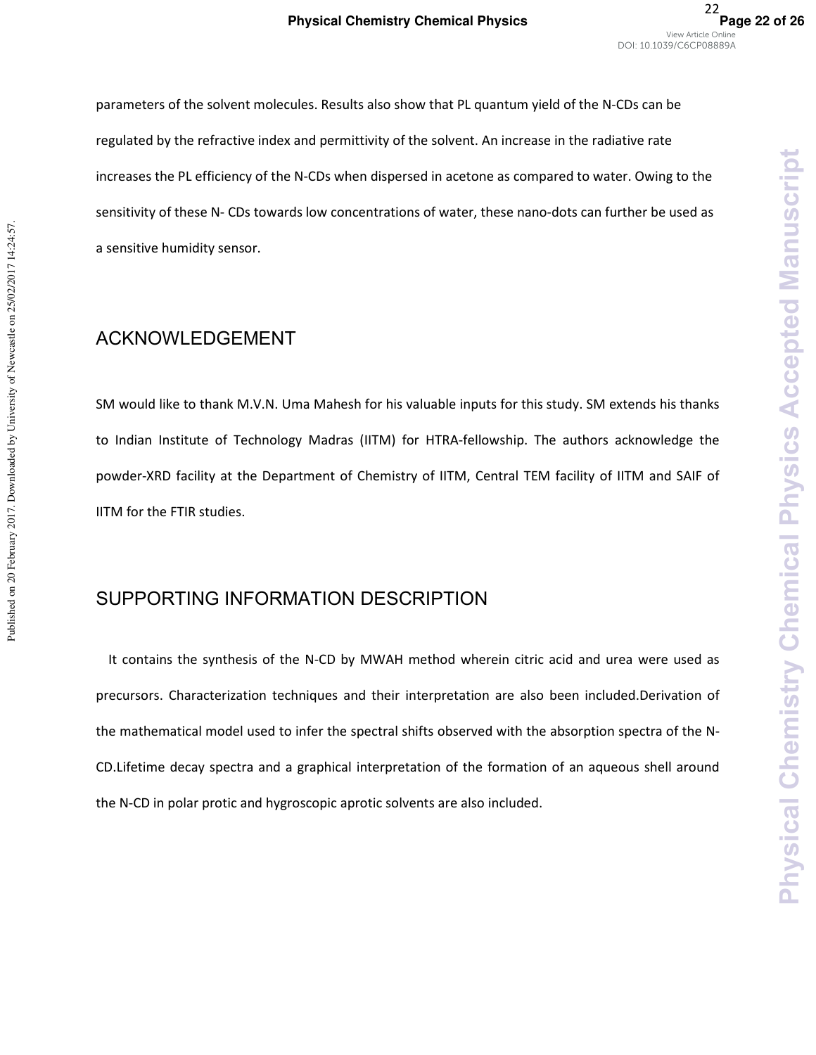parameters of the solvent molecules. Results also show that PL quantum yield of the N-CDs can be regulated by the refractive index and permittivity of the solvent. An increase in the radiative rate increases the PL efficiency of the N-CDs when dispersed in acetone as compared to water. Owing to the sensitivity of these N- CDs towards low concentrations of water, these nano-dots can further be used as a sensitive humidity sensor.

## ACKNOWLEDGEMENT

SM would like to thank M.V.N. Uma Mahesh for his valuable inputs for this study. SM extends his thanks to Indian Institute of Technology Madras (IITM) for HTRA-fellowship. The authors acknowledge the powder-XRD facility at the Department of Chemistry of IITM, Central TEM facility of IITM and SAIF of IITM for the FTIR studies.

## SUPPORTING INFORMATION DESCRIPTION

It contains the synthesis of the N-CD by MWAH method wherein citric acid and urea were used as precursors. Characterization techniques and their interpretation are also been included.Derivation of the mathematical model used to infer the spectral shifts observed with the absorption spectra of the N-CD.Lifetime decay spectra and a graphical interpretation of the formation of an aqueous shell around the N-CD in polar protic and hygroscopic aprotic solvents are also included.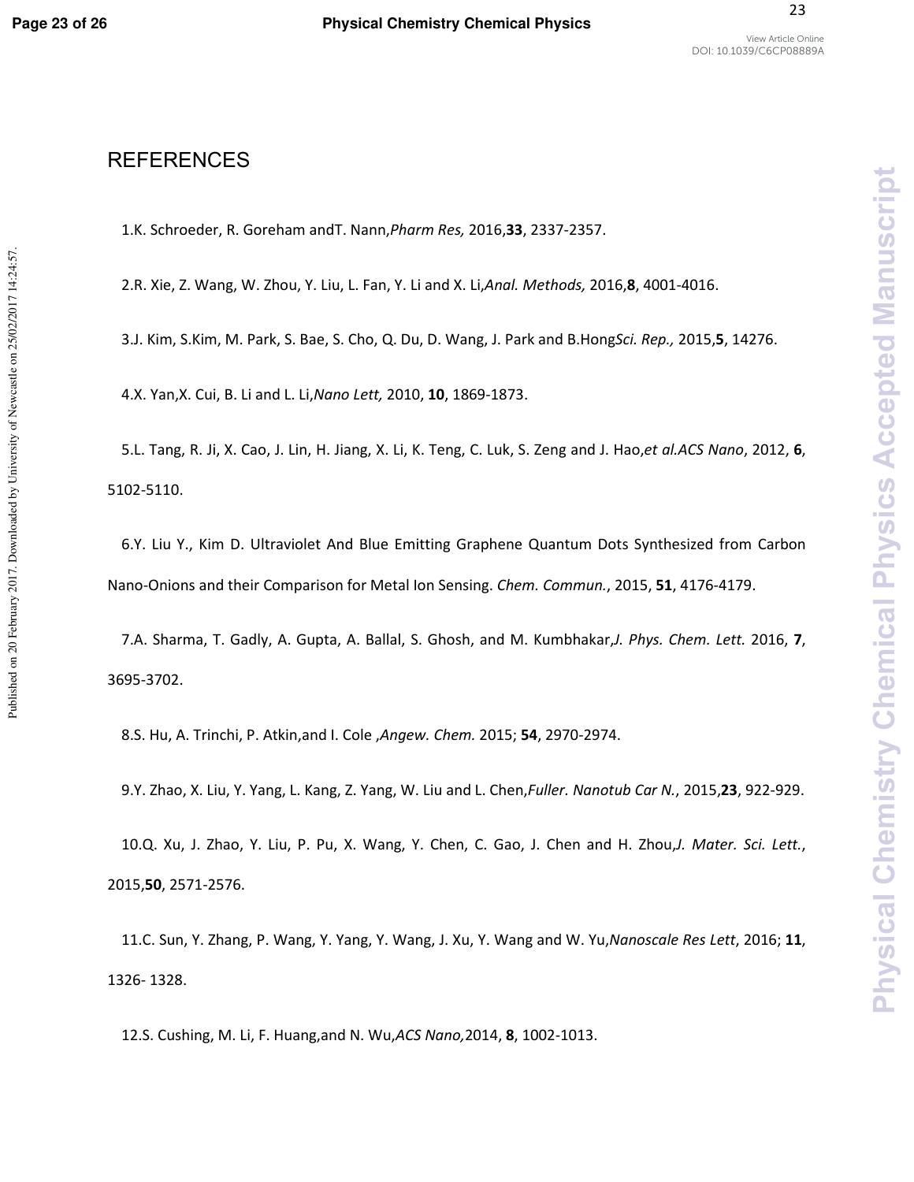# REFERENCES

1. K. Schroeder, R. Goreham andT. Nann,*Pharm Res,* 2016,**33**, 2337-2357.

2. R. Xie, Z. Wang, W. Zhou, Y. Liu, L. Fan, Y. Li and X. Li,*Anal. Methods,* 2016,**8**, 4001-4016.

3. J. Kim, S.Kim, M. Park, S. Bae, S. Cho, Q. Du, D. Wang, J. Park and B.Hong*Sci. Rep.,* 2015,**5**, 14276.

4. X. Yan,X. Cui, B. Li and L. Li,*Nano Lett,* 2010, **10**, 1869-1873.

5. L. Tang, R. Ji, X. Cao, J. Lin, H. Jiang, X. Li, K. Teng, C. Luk, S. Zeng and J. Hao,*et al.ACS Nano*, 2012, **6**, 5102-5110.

6. Y. Liu Y., Kim D. Ultraviolet And Blue Emitting Graphene Quantum Dots Synthesized from Carbon Nano-Onions and their Comparison for Metal Ion Sensing. *Chem. Commun.*, 2015, **51**, 4176-4179.

7. A. Sharma, T. Gadly, A. Gupta, A. Ballal, S. Ghosh, and M. Kumbhakar,*J. Phys. Chem. Lett.* 2016, **7**, 3695-3702.

8. S. Hu, A. Trinchi, P. Atkin,and I. Cole ,*Angew. Chem.* 2015; **54**, 2970-2974.

9. Y. Zhao, X. Liu, Y. Yang, L. Kang, Z. Yang, W. Liu and L. Chen,*Fuller. Nanotub Car N.*, 2015,**23**, 922-929.

10. Q. Xu, J. Zhao, Y. Liu, P. Pu, X. Wang, Y. Chen, C. Gao, J. Chen and H. Zhou,*J. Mater. Sci. Lett.*, 2015,**50**, 2571-2576.

11. C. Sun, Y. Zhang, P. Wang, Y. Yang, Y. Wang, J. Xu, Y. Wang and W. Yu,*Nanoscale Res Lett*, 2016; **11**, 1326- 1328.

12. S. Cushing, M. Li, F. Huang,and N. Wu,*ACS Nano,*2014, **8**, 1002-1013.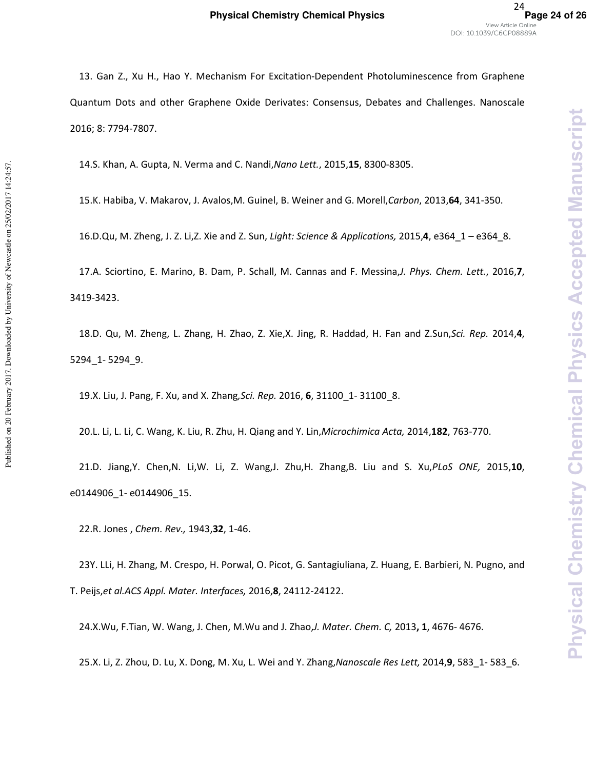13. Gan Z., Xu H., Hao Y. Mechanism For Excitation-Dependent Photoluminescence from Graphene Quantum Dots and other Graphene Oxide Derivates: Consensus, Debates and Challenges. Nanoscale 2016; 8: 7794-7807.

14.S. Khan, A. Gupta, N. Verma and C. Nandi,*Nano Lett.*, 2015,**15**, 8300-8305.

15.K. Habiba, V. Makarov, J. Avalos,M. Guinel, B. Weiner and G. Morell,*Carbon*, 2013,**64**, 341-350.

16.D.Qu, M. Zheng, J. Z. Li,Z. Xie and Z. Sun, *Light: Science & Applications,* 2015,**4**, e364_1 – e364_8.

17.A. Sciortino, E. Marino, B. Dam, P. Schall, M. Cannas and F. Messina,*J. Phys. Chem. Lett.*, 2016,**7**, 3419-3423.

18.D. Qu, M. Zheng, L. Zhang, H. Zhao, Z. Xie,X. Jing, R. Haddad, H. Fan and Z.Sun,*Sci. Rep.* 2014,**4**, 5294_1- 5294_9.

19.X. Liu, J. Pang, F. Xu, and X. Zhang,*Sci. Rep.* 2016, **6**, 31100_1- 31100_8.

20.L. Li, L. Li, C. Wang, K. Liu, R. Zhu, H. Qiang and Y. Lin,*Microchimica Acta,* 2014,**182**, 763-770.

21.D. Jiang,Y. Chen,N. Li,W. Li, Z. Wang,J. Zhu,H. Zhang,B. Liu and S. Xu,*PLoS ONE,* 2015,**10**, e0144906_1- e0144906_15.

22.R. Jones , *Chem. Rev.,* 1943,**32**, 1-46.

23Y. LLi, H. Zhang, M. Crespo, H. Porwal, O. Picot, G. Santagiuliana, Z. Huang, E. Barbieri, N. Pugno, and T. Peijs,*et al.ACS Appl. Mater. Interfaces,* 2016,**8**, 24112-24122.

24.X.Wu, F.Tian, W. Wang, J. Chen, M.Wu and J. Zhao,*J. Mater. Chem. C,* 2013**, 1**, 4676- 4676.

25.X. Li, Z. Zhou, D. Lu, X. Dong, M. Xu, L. Wei and Y. Zhang,*Nanoscale Res Lett,* 2014,**9**, 583_1- 583_6.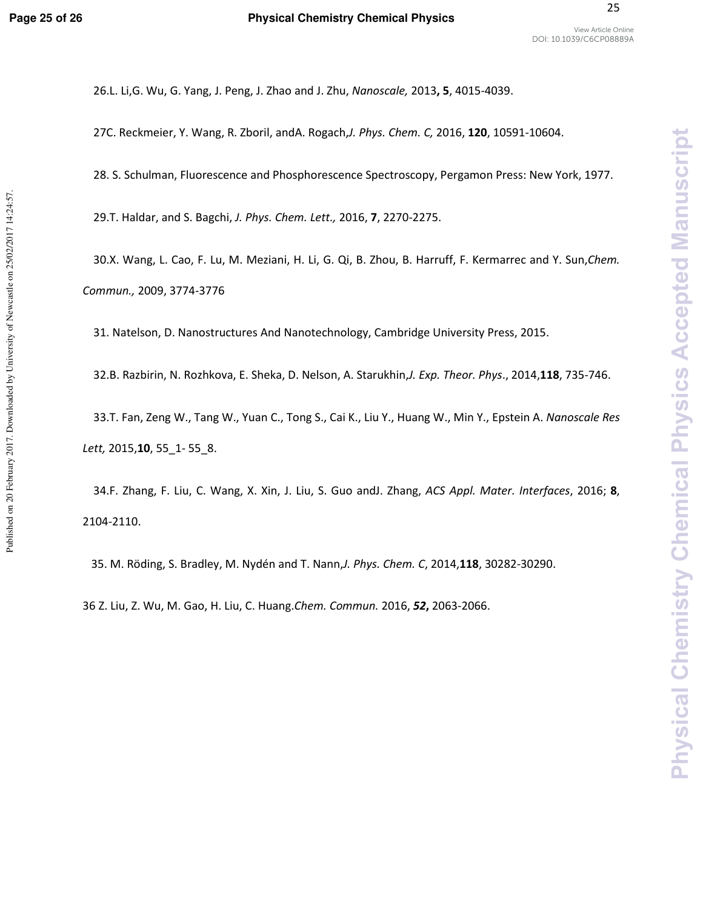26.L. Li,G. Wu, G. Yang, J. Peng, J. Zhao and J. Zhu, *Nanoscale,* 2013**, 5**, 4015-4039.

27C. Reckmeier, Y. Wang, R. Zboril, andA. Rogach,*J. Phys. Chem. C,* 2016, **120**, 10591-10604.

28. S. Schulman, Fluorescence and Phosphorescence Spectroscopy, Pergamon Press: New York, 1977.

29.T. Haldar, and S. Bagchi, *J. Phys. Chem. Lett.,* 2016, **7**, 2270-2275.

30.X. Wang, L. Cao, F. Lu, M. Meziani, H. Li, G. Qi, B. Zhou, B. Harruff, F. Kermarrec and Y. Sun,*Chem. Commun.,* 2009, 3774-3776

31. Natelson, D. Nanostructures And Nanotechnology, Cambridge University Press, 2015.

32.B. Razbirin, N. Rozhkova, E. Sheka, D. Nelson, A. Starukhin,*J. Exp. Theor. Phys*., 2014,**118**, 735-746.

33.T. Fan, Zeng W., Tang W., Yuan C., Tong S., Cai K., Liu Y., Huang W., Min Y., Epstein A. *Nanoscale Res Lett,* 2015,**10**, 55_1- 55_8.

34.F. Zhang, F. Liu, C. Wang, X. Xin, J. Liu, S. Guo andJ. Zhang, *ACS Appl. Mater. Interfaces*, 2016; **8**, 2104-2110.

35. M. Röding, S. Bradley, M. Nydén and T. Nann,*J. Phys. Chem. C*, 2014,**118**, 30282-30290.

36 Z. Liu, Z. Wu, M. Gao, H. Liu, C. Huang.*Chem. Commun.* 2016, ***52*,** 2063-2066.